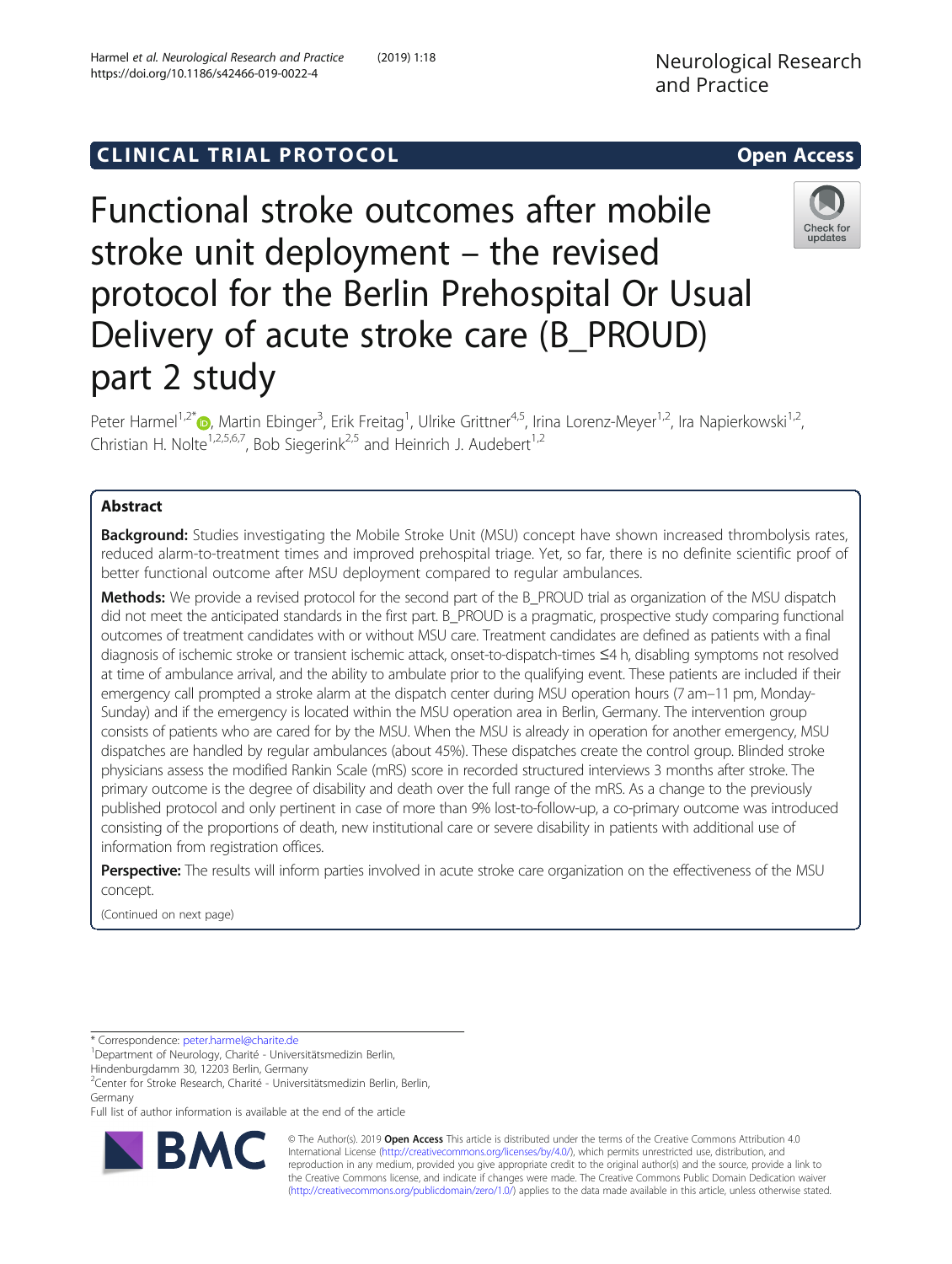CLINICAL TRIAL PROTOCOL

Open Access

# Functional stroke outcomes after mobile stroke unit deployment – the revised protocol for the Berlin Prehospital Or Usual Delivery of acute stroke care (B_PROUD) part 2 study

Peter Harmel[1,2*], Martin Ebinger[3], Erik Freitag[1], Ulrike Grittner[4,5], Irina Lorenz-Meyer[1,2], Ira Napierkowski[1,2], Christian H. Nolte[1,2,5,6,7], Bob Siegerink[2,5] and Heinrich J. Audebert[1,2]

## Abstract

**Background:** Studies investigating the Mobile Stroke Unit (MSU) concept have shown increased thrombolysis rates, reduced alarm-to-treatment times and improved prehospital triage. Yet, so far, there is no definite scientific proof of better functional outcome after MSU deployment compared to regular ambulances.

**Methods:** We provide a revised protocol for the second part of the B_PROUD trial as organization of the MSU dispatch did not meet the anticipated standards in the first part. B_PROUD is a pragmatic, prospective study comparing functional outcomes of treatment candidates with or without MSU care. Treatment candidates are defined as patients with a final diagnosis of ischemic stroke or transient ischemic attack, onset-to-dispatch-times ≤4 h, disabling symptoms not resolved at time of ambulance arrival, and the ability to ambulate prior to the qualifying event. These patients are included if their emergency call prompted a stroke alarm at the dispatch center during MSU operation hours (7 am–11 pm, Monday-Sunday) and if the emergency is located within the MSU operation area in Berlin, Germany. The intervention group consists of patients who are cared for by the MSU. When the MSU is already in operation for another emergency, MSU dispatches are handled by regular ambulances (about 45%). These dispatches create the control group. Blinded stroke physicians assess the modified Rankin Scale (mRS) score in recorded structured interviews 3 months after stroke. The primary outcome is the degree of disability and death over the full range of the mRS. As a change to the previously published protocol and only pertinent in case of more than 9% lost-to-follow-up, a co-primary outcome was introduced consisting of the proportions of death, new institutional care or severe disability in patients with additional use of information from registration offices.

**Perspective:** The results will inform parties involved in acute stroke care organization on the effectiveness of the MSU concept.

(Continued on next page)

---

* Correspondence: peter.harmel@charite.de

[1]Department of Neurology, Charité - Universitätsmedizin Berlin, Hindenburgdamm 30, 12203 Berlin, Germany

[2]Center for Stroke Research, Charité - Universitätsmedizin Berlin, Berlin, Germany

Full list of author information is available at the end of the article

© The Author(s). 2019 **Open Access** This article is distributed under the terms of the Creative Commons Attribution 4.0 International License (http://creativecommons.org/licenses/by/4.0/), which permits unrestricted use, distribution, and reproduction in any medium, provided you give appropriate credit to the original author(s) and the source, provide a link to the Creative Commons license, and indicate if changes were made. The Creative Commons Public Domain Dedication waiver (http://creativecommons.org/publicdomain/zero/1.0/) applies to the data made available in this article, unless otherwise stated.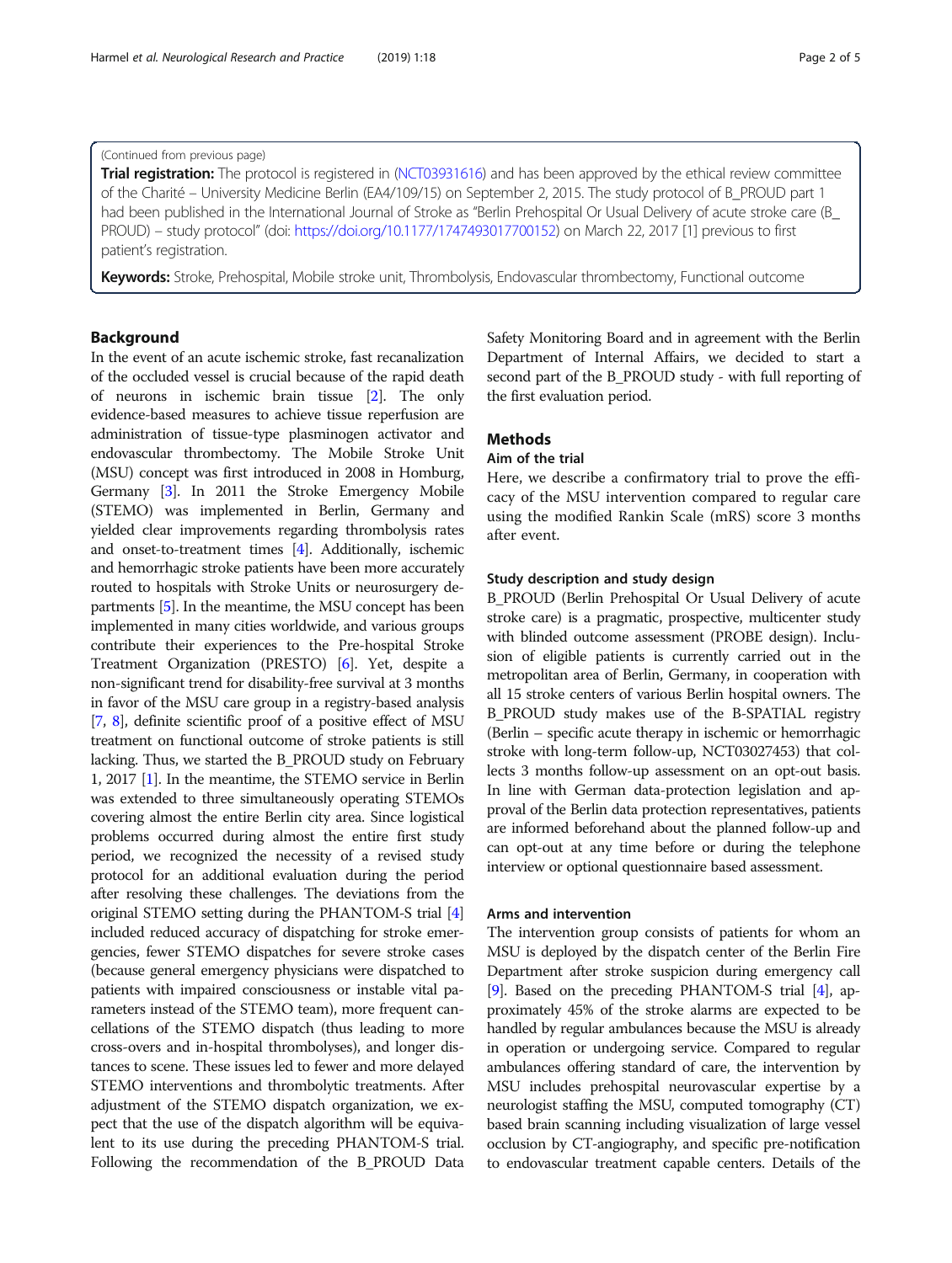(Continued from previous page)

**Trial registration:** The protocol is registered in (NCT03931616) and has been approved by the ethical review committee of the Charité – University Medicine Berlin (EA4/109/15) on September 2, 2015. The study protocol of B_PROUD part 1 had been published in the International Journal of Stroke as "Berlin Prehospital Or Usual Delivery of acute stroke care (B_PROUD) – study protocol" (doi: https://doi.org/10.1177/1747493017700152) on March 22, 2017 [1] previous to first patient's registration.

**Keywords:** Stroke, Prehospital, Mobile stroke unit, Thrombolysis, Endovascular thrombectomy, Functional outcome

## Background

In the event of an acute ischemic stroke, fast recanalization of the occluded vessel is crucial because of the rapid death of neurons in ischemic brain tissue [2]. The only evidence-based measures to achieve tissue reperfusion are administration of tissue-type plasminogen activator and endovascular thrombectomy. The Mobile Stroke Unit (MSU) concept was first introduced in 2008 in Homburg, Germany [3]. In 2011 the Stroke Emergency Mobile (STEMO) was implemented in Berlin, Germany and yielded clear improvements regarding thrombolysis rates and onset-to-treatment times [4]. Additionally, ischemic and hemorrhagic stroke patients have been more accurately routed to hospitals with Stroke Units or neurosurgery departments [5]. In the meantime, the MSU concept has been implemented in many cities worldwide, and various groups contribute their experiences to the Pre-hospital Stroke Treatment Organization (PRESTO) [6]. Yet, despite a non-significant trend for disability-free survival at 3 months in favor of the MSU care group in a registry-based analysis [7, 8], definite scientific proof of a positive effect of MSU treatment on functional outcome of stroke patients is still lacking. Thus, we started the B_PROUD study on February 1, 2017 [1]. In the meantime, the STEMO service in Berlin was extended to three simultaneously operating STEMOs covering almost the entire Berlin city area. Since logistical problems occurred during almost the entire first study period, we recognized the necessity of a revised study protocol for an additional evaluation during the period after resolving these challenges. The deviations from the original STEMO setting during the PHANTOM-S trial [4] included reduced accuracy of dispatching for stroke emergencies, fewer STEMO dispatches for severe stroke cases (because general emergency physicians were dispatched to patients with impaired consciousness or instable vital parameters instead of the STEMO team), more frequent cancellations of the STEMO dispatch (thus leading to more cross-overs and in-hospital thrombolyses), and longer distances to scene. These issues led to fewer and more delayed STEMO interventions and thrombolytic treatments. After adjustment of the STEMO dispatch organization, we expect that the use of the dispatch algorithm will be equivalent to its use during the preceding PHANTOM-S trial. Following the recommendation of the B_PROUD Data Safety Monitoring Board and in agreement with the Berlin Department of Internal Affairs, we decided to start a second part of the B_PROUD study - with full reporting of the first evaluation period.

## Methods

### Aim of the trial

Here, we describe a confirmatory trial to prove the efficacy of the MSU intervention compared to regular care using the modified Rankin Scale (mRS) score 3 months after event.

### Study description and study design

B_PROUD (Berlin Prehospital Or Usual Delivery of acute stroke care) is a pragmatic, prospective, multicenter study with blinded outcome assessment (PROBE design). Inclusion of eligible patients is currently carried out in the metropolitan area of Berlin, Germany, in cooperation with all 15 stroke centers of various Berlin hospital owners. The B_PROUD study makes use of the B-SPATIAL registry (Berlin – specific acute therapy in ischemic or hemorrhagic stroke with long-term follow-up, NCT03027453) that collects 3 months follow-up assessment on an opt-out basis. In line with German data-protection legislation and approval of the Berlin data protection representatives, patients are informed beforehand about the planned follow-up and can opt-out at any time before or during the telephone interview or optional questionnaire based assessment.

### Arms and intervention

The intervention group consists of patients for whom an MSU is deployed by the dispatch center of the Berlin Fire Department after stroke suspicion during emergency call [9]. Based on the preceding PHANTOM-S trial [4], approximately 45% of the stroke alarms are expected to be handled by regular ambulances because the MSU is already in operation or undergoing service. Compared to regular ambulances offering standard of care, the intervention by MSU includes prehospital neurovascular expertise by a neurologist staffing the MSU, computed tomography (CT) based brain scanning including visualization of large vessel occlusion by CT-angiography, and specific pre-notification to endovascular treatment capable centers. Details of the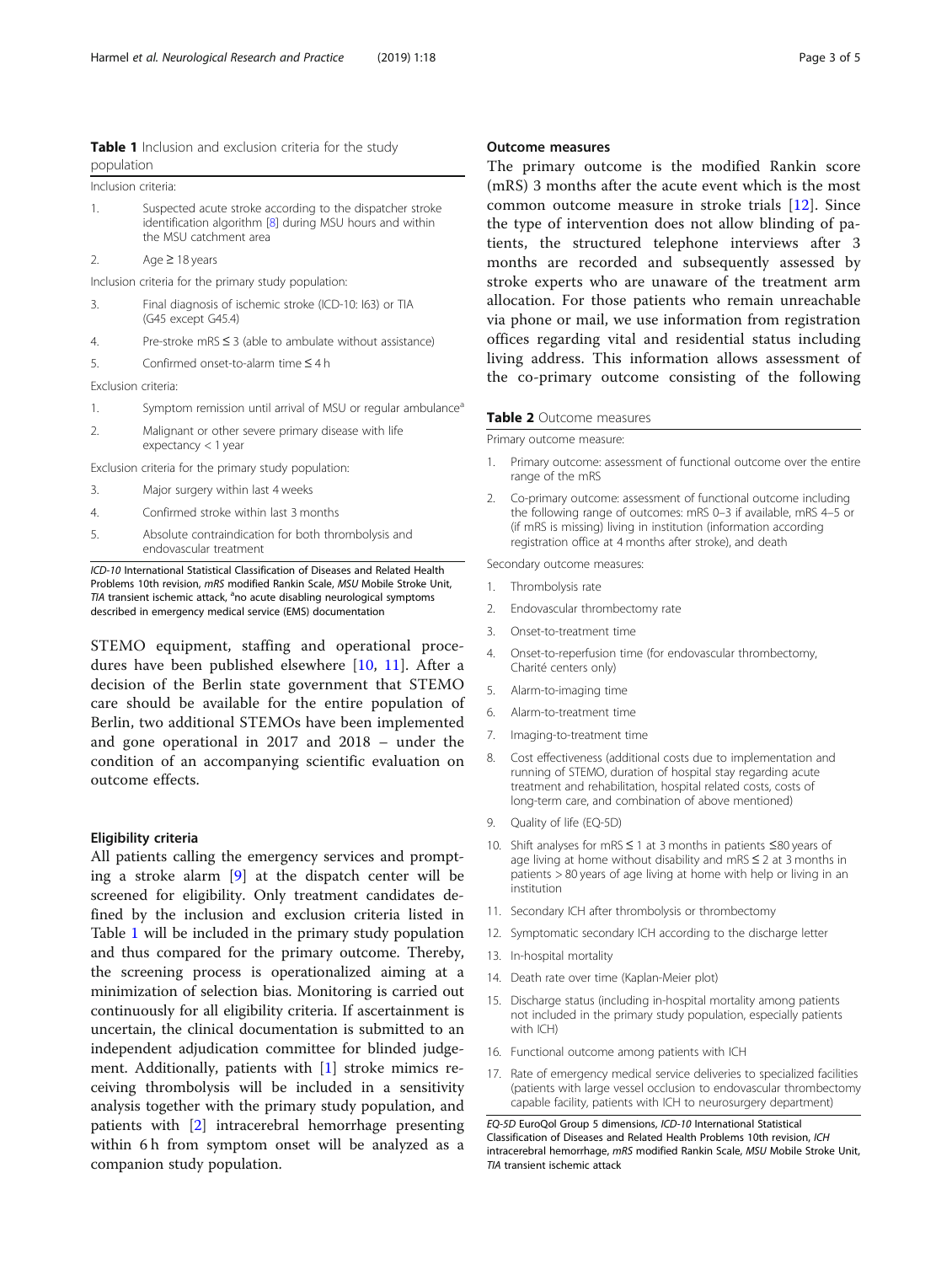**Table 1** Inclusion and exclusion criteria for the study population

| | |
|---|---|
| Inclusion criteria: | |
| 1. | Suspected acute stroke according to the dispatcher stroke identification algorithm [8] during MSU hours and within the MSU catchment area |
| 2. | Age ≥ 18 years |
| Inclusion criteria for the primary study population: | |
| 3. | Final diagnosis of ischemic stroke (ICD-10: I63) or TIA (G45 except G45.4) |
| 4. | Pre-stroke mRS ≤ 3 (able to ambulate without assistance) |
| 5. | Confirmed onset-to-alarm time ≤ 4 h |
| Exclusion criteria: | |
| 1. | Symptom remission until arrival of MSU or regular ambulance[a] |
| 2. | Malignant or other severe primary disease with life expectancy < 1 year |
| Exclusion criteria for the primary study population: | |
| 3. | Major surgery within last 4 weeks |
| 4. | Confirmed stroke within last 3 months |
| 5. | Absolute contraindication for both thrombolysis and endovascular treatment |

*ICD-10* International Statistical Classification of Diseases and Related Health Problems 10th revision, *mRS* modified Rankin Scale, *MSU* Mobile Stroke Unit, *TIA* transient ischemic attack, [a]no acute disabling neurological symptoms described in emergency medical service (EMS) documentation

STEMO equipment, staffing and operational procedures have been published elsewhere [10, 11]. After a decision of the Berlin state government that STEMO care should be available for the entire population of Berlin, two additional STEMOs have been implemented and gone operational in 2017 and 2018 – under the condition of an accompanying scientific evaluation on outcome effects.

### Eligibility criteria

All patients calling the emergency services and prompting a stroke alarm [9] at the dispatch center will be screened for eligibility. Only treatment candidates defined by the inclusion and exclusion criteria listed in Table 1 will be included in the primary study population and thus compared for the primary outcome. Thereby, the screening process is operationalized aiming at a minimization of selection bias. Monitoring is carried out continuously for all eligibility criteria. If ascertainment is uncertain, the clinical documentation is submitted to an independent adjudication committee for blinded judgement. Additionally, patients with [1] stroke mimics receiving thrombolysis will be included in a sensitivity analysis together with the primary study population, and patients with [2] intracerebral hemorrhage presenting within 6 h from symptom onset will be analyzed as a companion study population.

### Outcome measures

The primary outcome is the modified Rankin score (mRS) 3 months after the acute event which is the most common outcome measure in stroke trials [12]. Since the type of intervention does not allow blinding of patients, the structured telephone interviews after 3 months are recorded and subsequently assessed by stroke experts who are unaware of the treatment arm allocation. For those patients who remain unreachable via phone or mail, we use information from registration offices regarding vital and residential status including living address. This information allows assessment of the co-primary outcome consisting of the following

**Table 2** Outcome measures

| | |
|---|---|
| Primary outcome measure: | |
| 1. | Primary outcome: assessment of functional outcome over the entire range of the mRS |
| 2. | Co-primary outcome: assessment of functional outcome including the following range of outcomes: mRS 0–3 if available, mRS 4–5 or (if mRS is missing) living in institution (information according registration office at 4 months after stroke), and death |
| Secondary outcome measures: | |
| 1. | Thrombolysis rate |
| 2. | Endovascular thrombectomy rate |
| 3. | Onset-to-treatment time |
| 4. | Onset-to-reperfusion time (for endovascular thrombectomy, Charité centers only) |
| 5. | Alarm-to-imaging time |
| 6. | Alarm-to-treatment time |
| 7. | Imaging-to-treatment time |
| 8. | Cost effectiveness (additional costs due to implementation and running of STEMO, duration of hospital stay regarding acute treatment and rehabilitation, hospital related costs, costs of long-term care, and combination of above mentioned) |
| 9. | Quality of life (EQ-5D) |
| 10. | Shift analyses for mRS ≤ 1 at 3 months in patients ≤80 years of age living at home without disability and mRS ≤ 2 at 3 months in patients > 80 years of age living at home with help or living in an institution |
| 11. | Secondary ICH after thrombolysis or thrombectomy |
| 12. | Symptomatic secondary ICH according to the discharge letter |
| 13. | In-hospital mortality |
| 14. | Death rate over time (Kaplan-Meier plot) |
| 15. | Discharge status (including in-hospital mortality among patients not included in the primary study population, especially patients with ICH) |
| 16. | Functional outcome among patients with ICH |
| 17. | Rate of emergency medical service deliveries to specialized facilities (patients with large vessel occlusion to endovascular thrombectomy capable facility, patients with ICH to neurosurgery department) |

*EQ-5D* EuroQol Group 5 dimensions, *ICD-10* International Statistical Classification of Diseases and Related Health Problems 10th revision, *ICH* intracerebral hemorrhage, *mRS* modified Rankin Scale, *MSU* Mobile Stroke Unit, *TIA* transient ischemic attack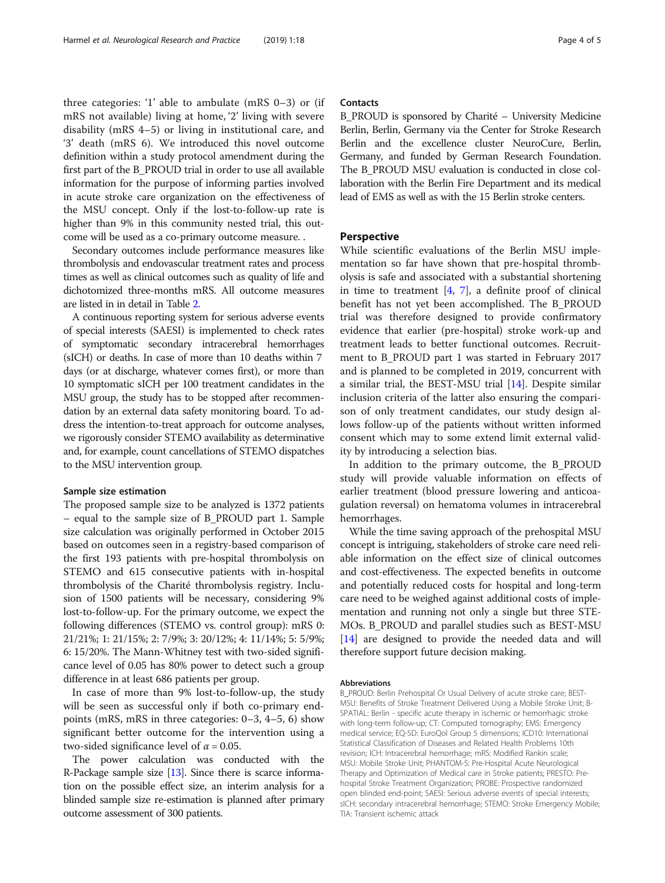three categories: '1' able to ambulate (mRS 0–3) or (if mRS not available) living at home, '2' living with severe disability (mRS 4–5) or living in institutional care, and '3' death (mRS 6). We introduced this novel outcome definition within a study protocol amendment during the first part of the B_PROUD trial in order to use all available information for the purpose of informing parties involved in acute stroke care organization on the effectiveness of the MSU concept. Only if the lost-to-follow-up rate is higher than 9% in this community nested trial, this outcome will be used as a co-primary outcome measure. .

Secondary outcomes include performance measures like thrombolysis and endovascular treatment rates and process times as well as clinical outcomes such as quality of life and dichotomized three-months mRS. All outcome measures are listed in in detail in Table 2.

A continuous reporting system for serious adverse events of special interests (SAESI) is implemented to check rates of symptomatic secondary intracerebral hemorrhages (sICH) or deaths. In case of more than 10 deaths within 7 days (or at discharge, whatever comes first), or more than 10 symptomatic sICH per 100 treatment candidates in the MSU group, the study has to be stopped after recommendation by an external data safety monitoring board. To address the intention-to-treat approach for outcome analyses, we rigorously consider STEMO availability as determinative and, for example, count cancellations of STEMO dispatches to the MSU intervention group.

### Sample size estimation

The proposed sample size to be analyzed is 1372 patients – equal to the sample size of B_PROUD part 1. Sample size calculation was originally performed in October 2015 based on outcomes seen in a registry-based comparison of the first 193 patients with pre-hospital thrombolysis on STEMO and 615 consecutive patients with in-hospital thrombolysis of the Charité thrombolysis registry. Inclusion of 1500 patients will be necessary, considering 9% lost-to-follow-up. For the primary outcome, we expect the following differences (STEMO vs. control group): mRS 0: 21/21%; 1: 21/15%; 2: 7/9%; 3: 20/12%; 4: 11/14%; 5: 5/9%; 6: 15/20%. The Mann-Whitney test with two-sided significance level of 0.05 has 80% power to detect such a group difference in at least 686 patients per group.

In case of more than 9% lost-to-follow-up, the study will be seen as successful only if both co-primary endpoints (mRS, mRS in three categories: 0–3, 4–5, 6) show significant better outcome for the intervention using a two-sided significance level of $\alpha = 0.05$.

The power calculation was conducted with the R-Package sample size [13]. Since there is scarce information on the possible effect size, an interim analysis for a blinded sample size re-estimation is planned after primary outcome assessment of 300 patients.

### Contacts

B_PROUD is sponsored by Charité – University Medicine Berlin, Berlin, Germany via the Center for Stroke Research Berlin and the excellence cluster NeuroCure, Berlin, Germany, and funded by German Research Foundation. The B_PROUD MSU evaluation is conducted in close collaboration with the Berlin Fire Department and its medical lead of EMS as well as with the 15 Berlin stroke centers.

## Perspective

While scientific evaluations of the Berlin MSU implementation so far have shown that pre-hospital thrombolysis is safe and associated with a substantial shortening in time to treatment [4, 7], a definite proof of clinical benefit has not yet been accomplished. The B_PROUD trial was therefore designed to provide confirmatory evidence that earlier (pre-hospital) stroke work-up and treatment leads to better functional outcomes. Recruitment to B_PROUD part 1 was started in February 2017 and is planned to be completed in 2019, concurrent with a similar trial, the BEST-MSU trial [14]. Despite similar inclusion criteria of the latter also ensuring the comparison of only treatment candidates, our study design allows follow-up of the patients without written informed consent which may to some extend limit external validity by introducing a selection bias.

In addition to the primary outcome, the B_PROUD study will provide valuable information on effects of earlier treatment (blood pressure lowering and anticoagulation reversal) on hematoma volumes in intracerebral hemorrhages.

While the time saving approach of the prehospital MSU concept is intriguing, stakeholders of stroke care need reliable information on the effect size of clinical outcomes and cost-effectiveness. The expected benefits in outcome and potentially reduced costs for hospital and long-term care need to be weighed against additional costs of implementation and running not only a single but three STEMOs. B_PROUD and parallel studies such as BEST-MSU [14] are designed to provide the needed data and will therefore support future decision making.

#### Abbreviations

B_PROUD: Berlin Prehospital Or Usual Delivery of acute stroke care; BEST-MSU: Benefits of Stroke Treatment Delivered Using a Mobile Stroke Unit; B-SPATIAL: Berlin - specific acute therapy in ischemic or hemorrhagic stroke with long-term follow-up; CT: Computed tomography; EMS: Emergency medical service; EQ-5D: EuroQol Group 5 dimensions; ICD10: International Statistical Classification of Diseases and Related Health Problems 10th revision; ICH: Intracerebral hemorrhage; mRS: Modified Rankin scale; MSU: Mobile Stroke Unit; PHANTOM-S: Pre-Hospital Acute Neurological Therapy and Optimization of Medical care in Stroke patients; PRESTO: Pre-hospital Stroke Treatment Organization; PROBE: Prospective randomized open blinded end-point; SAESI: Serious adverse events of special interests; sICH: secondary intracerebral hemorrhage; STEMO: Stroke Emergency Mobile; TIA: Transient ischemic attack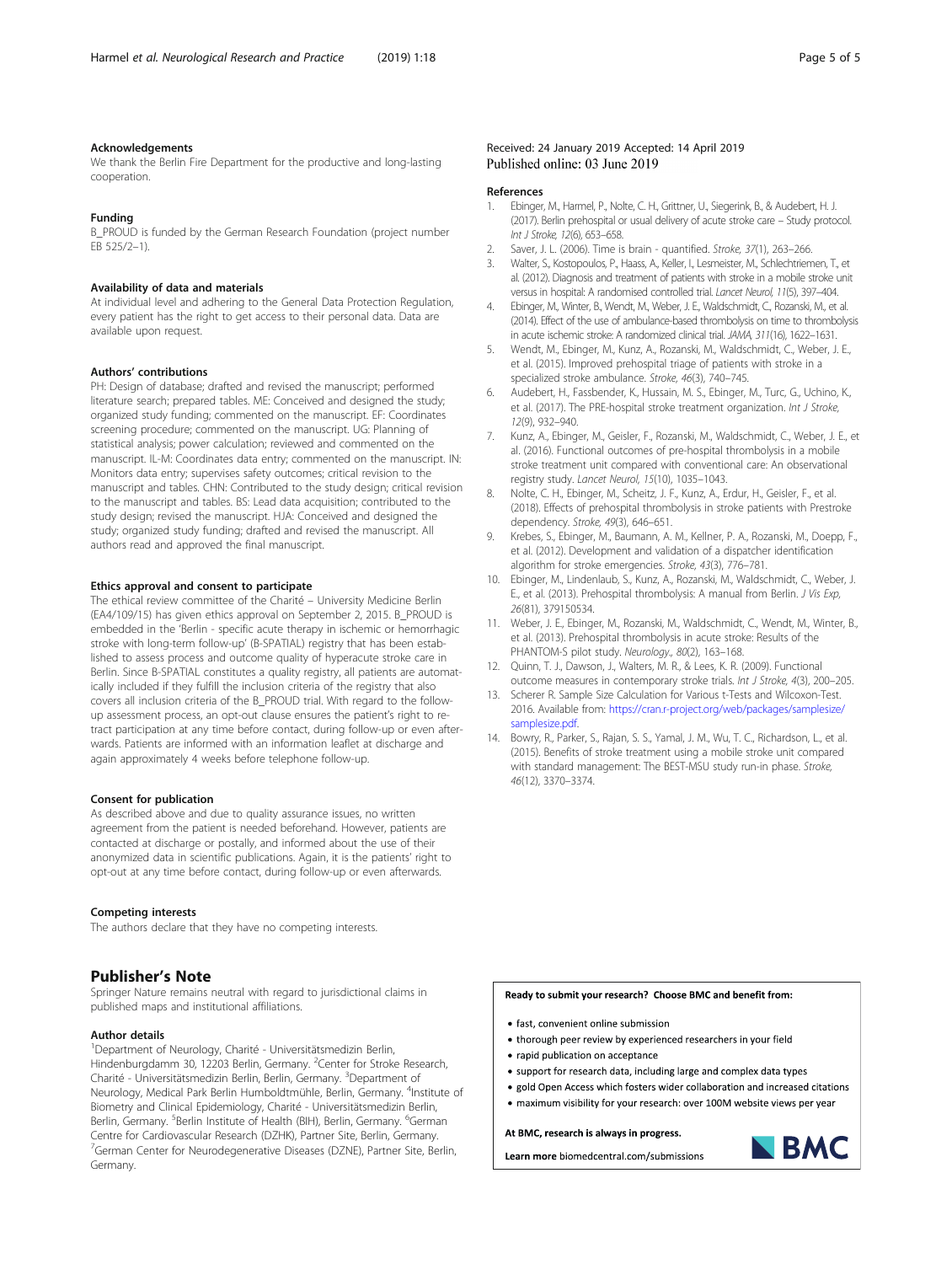#### Acknowledgements

We thank the Berlin Fire Department for the productive and long-lasting cooperation.

#### Funding

B_PROUD is funded by the German Research Foundation (project number EB 525/2–1).

#### Availability of data and materials

At individual level and adhering to the General Data Protection Regulation, every patient has the right to get access to their personal data. Data are available upon request.

#### Authors' contributions

PH: Design of database; drafted and revised the manuscript; performed literature search; prepared tables. ME: Conceived and designed the study; organized study funding; commented on the manuscript. EF: Coordinates screening procedure; commented on the manuscript. UG: Planning of statistical analysis; power calculation; reviewed and commented on the manuscript. IL-M: Coordinates data entry; commented on the manuscript. IN: Monitors data entry; supervises safety outcomes; critical revision to the manuscript and tables. CHN: Contributed to the study design; critical revision to the manuscript and tables. BS: Lead data acquisition; contributed to the study design; revised the manuscript. HJA: Conceived and designed the study; organized study funding; drafted and revised the manuscript. All authors read and approved the final manuscript.

#### Ethics approval and consent to participate

The ethical review committee of the Charité – University Medicine Berlin (EA4/109/15) has given ethics approval on September 2, 2015. B_PROUD is embedded in the 'Berlin - specific acute therapy in ischemic or hemorrhagic stroke with long-term follow-up' (B-SPATIAL) registry that has been established to assess process and outcome quality of hyperacute stroke care in Berlin. Since B-SPATIAL constitutes a quality registry, all patients are automatically included if they fulfill the inclusion criteria of the registry that also covers all inclusion criteria of the B_PROUD trial. With regard to the follow-up assessment process, an opt-out clause ensures the patient's right to retract participation at any time before contact, during follow-up or even afterwards. Patients are informed with an information leaflet at discharge and again approximately 4 weeks before telephone follow-up.

#### Consent for publication

As described above and due to quality assurance issues, no written agreement from the patient is needed beforehand. However, patients are contacted at discharge or postally, and informed about the use of their anonymized data in scientific publications. Again, it is the patients' right to opt-out at any time before contact, during follow-up or even afterwards.

#### Competing interests

The authors declare that they have no competing interests.

## Publisher's Note

Springer Nature remains neutral with regard to jurisdictional claims in published maps and institutional affiliations.

#### Author details

[1]Department of Neurology, Charité - Universitätsmedizin Berlin, Hindenburgdamm 30, 12203 Berlin, Germany. [2]Center for Stroke Research, Charité - Universitätsmedizin Berlin, Berlin, Germany. [3]Department of Neurology, Medical Park Berlin Humboldtmühle, Berlin, Germany. [4]Institute of Biometry and Clinical Epidemiology, Charité - Universitätsmedizin Berlin, Berlin, Germany. [5]Berlin Institute of Health (BIH), Berlin, Germany. [6]German Centre for Cardiovascular Research (DZHK), Partner Site, Berlin, Germany. [7]German Center for Neurodegenerative Diseases (DZNE), Partner Site, Berlin, Germany.

Received: 24 January 2019 Accepted: 14 April 2019
Published online: 03 June 2019

#### References

1. Ebinger, M., Harmel, P., Nolte, C. H., Grittner, U., Siegerink, B., & Audebert, H. J. (2017). Berlin prehospital or usual delivery of acute stroke care – Study protocol. *Int J Stroke, 12*(6), 653–658.
2. Saver, J. L. (2006). Time is brain - quantified. *Stroke, 37*(1), 263–266.
3. Walter, S., Kostopoulos, P., Haass, A., Keller, I., Lesmeister, M., Schlechtriemen, T., et al. (2012). Diagnosis and treatment of patients with stroke in a mobile stroke unit versus in hospital: A randomised controlled trial. *Lancet Neurol, 11*(5), 397–404.
4. Ebinger, M., Winter, B., Wendt, M., Weber, J. E., Waldschmidt, C., Rozanski, M., et al. (2014). Effect of the use of ambulance-based thrombolysis on time to thrombolysis in acute ischemic stroke: A randomized clinical trial. *JAMA, 311*(16), 1622–1631.
5. Wendt, M., Ebinger, M., Kunz, A., Rozanski, M., Waldschmidt, C., Weber, J. E., et al. (2015). Improved prehospital triage of patients with stroke in a specialized stroke ambulance. *Stroke, 46*(3), 740–745.
6. Audebert, H., Fassbender, K., Hussain, M. S., Ebinger, M., Turc, G., Uchino, K., et al. (2017). The PRE-hospital stroke treatment organization. *Int J Stroke, 12*(9), 932–940.
7. Kunz, A., Ebinger, M., Geisler, F., Rozanski, M., Waldschmidt, C., Weber, J. E., et al. (2016). Functional outcomes of pre-hospital thrombolysis in a mobile stroke treatment unit compared with conventional care: An observational registry study. *Lancet Neurol, 15*(10), 1035–1043.
8. Nolte, C. H., Ebinger, M., Scheitz, J. F., Kunz, A., Erdur, H., Geisler, F., et al. (2018). Effects of prehospital thrombolysis in stroke patients with Prestroke dependency. *Stroke, 49*(3), 646–651.
9. Krebes, S., Ebinger, M., Baumann, A. M., Kellner, P. A., Rozanski, M., Doepp, F., et al. (2012). Development and validation of a dispatcher identification algorithm for stroke emergencies. *Stroke, 43*(3), 776–781.
10. Ebinger, M., Lindenlaub, S., Kunz, A., Rozanski, M., Waldschmidt, C., Weber, J. E., et al. (2013). Prehospital thrombolysis: A manual from Berlin. *J Vis Exp, 26*(81), 379150534.
11. Weber, J. E., Ebinger, M., Rozanski, M., Waldschmidt, C., Wendt, M., Winter, B., et al. (2013). Prehospital thrombolysis in acute stroke: Results of the PHANTOM-S pilot study. *Neurology., 80*(2), 163–168.
12. Quinn, T. J., Dawson, J., Walters, M. R., & Lees, K. R. (2009). Functional outcome measures in contemporary stroke trials. *Int J Stroke, 4*(3), 200–205.
13. Scherer R. Sample Size Calculation for Various t-Tests and Wilcoxon-Test. 2016. Available from: https://cran.r-project.org/web/packages/samplesize/samplesize.pdf.
14. Bowry, R., Parker, S., Rajan, S. S., Yamal, J. M., Wu, T. C., Richardson, L., et al. (2015). Benefits of stroke treatment using a mobile stroke unit compared with standard management: The BEST-MSU study run-in phase. *Stroke, 46*(12), 3370–3374.

**Ready to submit your research? Choose BMC and benefit from:**

- fast, convenient online submission
- thorough peer review by experienced researchers in your field
- rapid publication on acceptance
- support for research data, including large and complex data types
- gold Open Access which fosters wider collaboration and increased citations
- maximum visibility for your research: over 100M website views per year

**At BMC, research is always in progress.**

**Learn more** biomedcentral.com/submissions